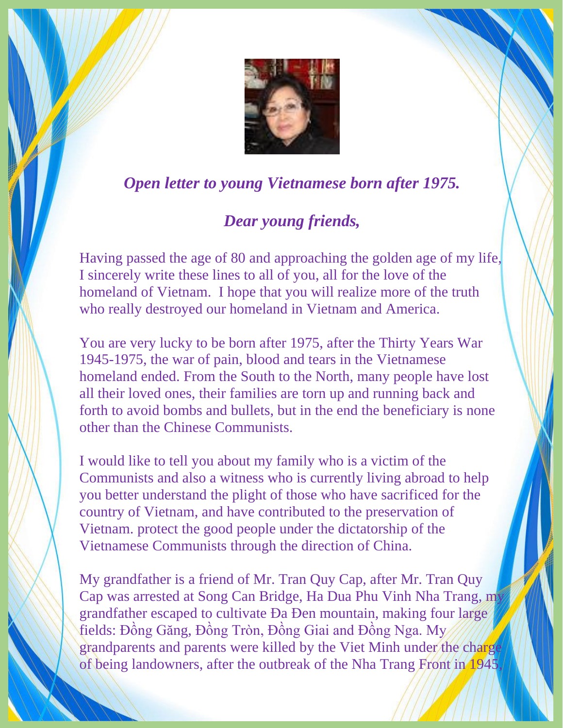***Open letter to young Vietnamese born after 1975.***

***Dear young friends,***

Having passed the age of 80 and approaching the golden age of my life, I sincerely write these lines to all of you, all for the love of the homeland of Vietnam. I hope that you will realize more of the truth who really destroyed our homeland in Vietnam and America.

You are very lucky to be born after 1975, after the Thirty Years War 1945-1975, the war of pain, blood and tears in the Vietnamese homeland ended. From the South to the North, many people have lost all their loved ones, their families are torn up and running back and forth to avoid bombs and bullets, but in the end the beneficiary is none other than the Chinese Communists.

I would like to tell you about my family who is a victim of the Communists and also a witness who is currently living abroad to help you better understand the plight of those who have sacrificed for the country of Vietnam, and have contributed to the preservation of Vietnam. protect the good people under the dictatorship of the Vietnamese Communists through the direction of China.

My grandfather is a friend of Mr. Tran Quy Cap, after Mr. Tran Quy Cap was arrested at Song Can Bridge, Ha Dua Phu Vinh Nha Trang, my grandfather escaped to cultivate Đa Đen mountain, making four large fields: Đồng Găng, Đồng Tròn, Đồng Giai and Đồng Nga. My grandparents and parents were killed by the Viet Minh under the charge of being landowners, after the outbreak of the Nha Trang Front in 1945,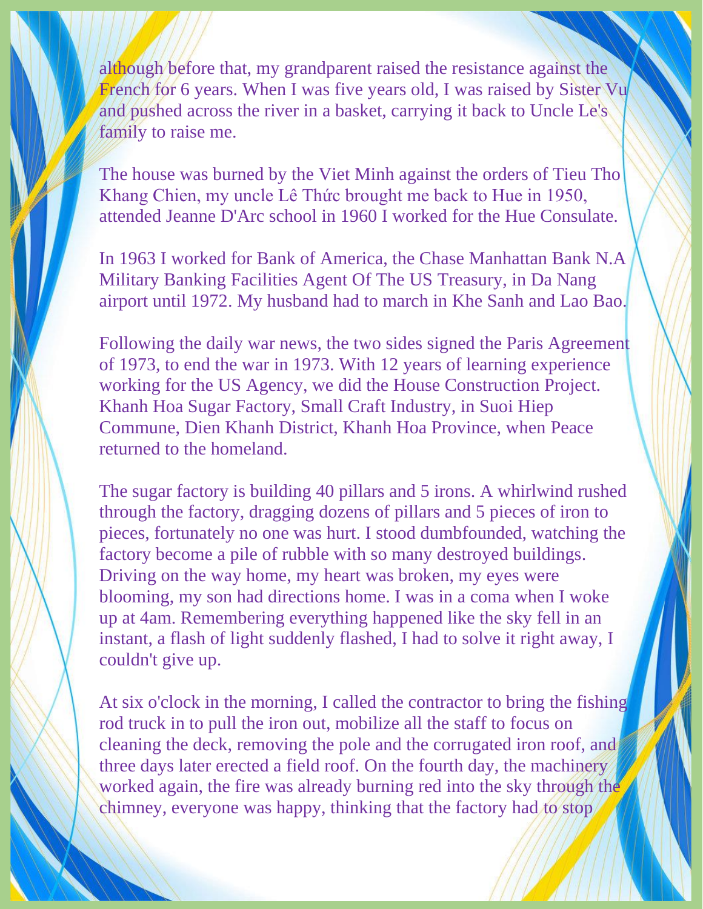although before that, my grandparent raised the resistance against the French for 6 years. When I was five years old, I was raised by Sister Vu and pushed across the river in a basket, carrying it back to Uncle Le's family to raise me.

The house was burned by the Viet Minh against the orders of Tieu Tho Khang Chien, my uncle Lê Thức brought me back to Hue in 1950, attended Jeanne D'Arc school in 1960 I worked for the Hue Consulate.

In 1963 I worked for Bank of America, the Chase Manhattan Bank N.A Military Banking Facilities Agent Of The US Treasury, in Da Nang airport until 1972. My husband had to march in Khe Sanh and Lao Bao.

Following the daily war news, the two sides signed the Paris Agreement of 1973, to end the war in 1973. With 12 years of learning experience working for the US Agency, we did the House Construction Project. Khanh Hoa Sugar Factory, Small Craft Industry, in Suoi Hiep Commune, Dien Khanh District, Khanh Hoa Province, when Peace returned to the homeland.

The sugar factory is building 40 pillars and 5 irons. A whirlwind rushed through the factory, dragging dozens of pillars and 5 pieces of iron to pieces, fortunately no one was hurt. I stood dumbfounded, watching the factory become a pile of rubble with so many destroyed buildings. Driving on the way home, my heart was broken, my eyes were blooming, my son had directions home. I was in a coma when I woke up at 4am. Remembering everything happened like the sky fell in an instant, a flash of light suddenly flashed, I had to solve it right away, I couldn't give up.

At six o'clock in the morning, I called the contractor to bring the fishing rod truck in to pull the iron out, mobilize all the staff to focus on cleaning the deck, removing the pole and the corrugated iron roof, and three days later erected a field roof. On the fourth day, the machinery worked again, the fire was already burning red into the sky through the chimney, everyone was happy, thinking that the factory had to stop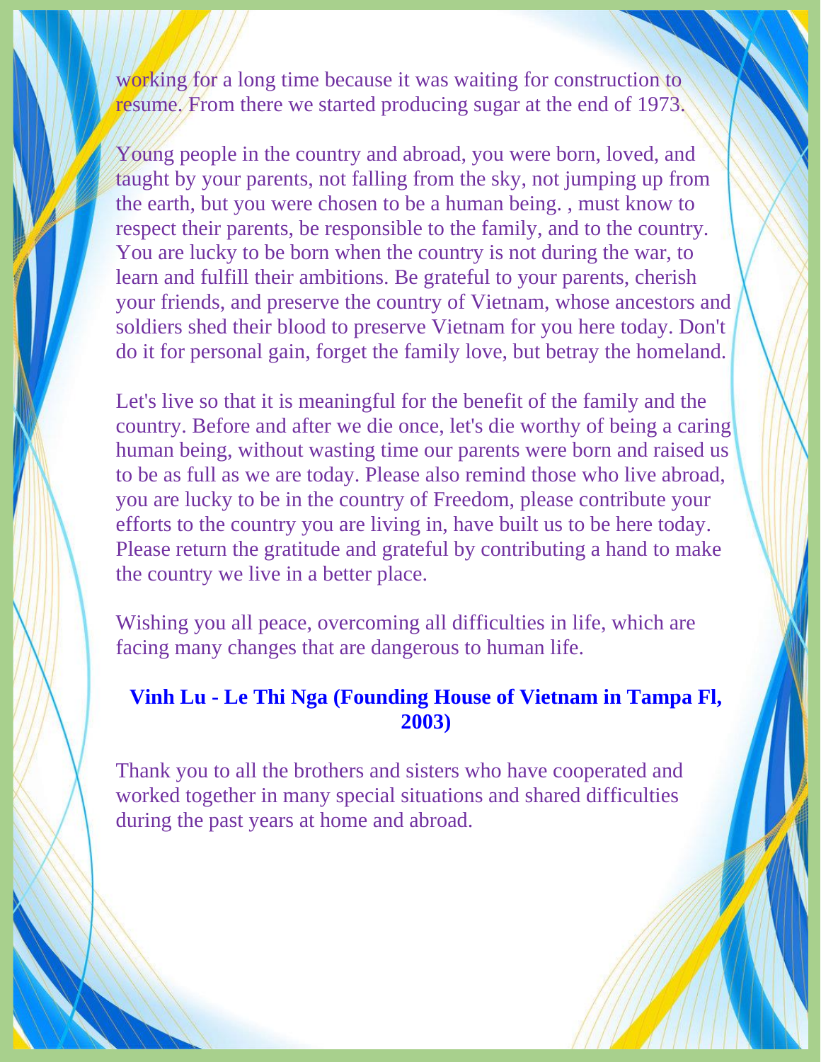working for a long time because it was waiting for construction to resume. From there we started producing sugar at the end of 1973.

Young people in the country and abroad, you were born, loved, and taught by your parents, not falling from the sky, not jumping up from the earth, but you were chosen to be a human being. , must know to respect their parents, be responsible to the family, and to the country. You are lucky to be born when the country is not during the war, to learn and fulfill their ambitions. Be grateful to your parents, cherish your friends, and preserve the country of Vietnam, whose ancestors and soldiers shed their blood to preserve Vietnam for you here today. Don't do it for personal gain, forget the family love, but betray the homeland.

Let's live so that it is meaningful for the benefit of the family and the country. Before and after we die once, let's die worthy of being a caring human being, without wasting time our parents were born and raised us to be as full as we are today. Please also remind those who live abroad, you are lucky to be in the country of Freedom, please contribute your efforts to the country you are living in, have built us to be here today. Please return the gratitude and grateful by contributing a hand to make the country we live in a better place.

Wishing you all peace, overcoming all difficulties in life, which are facing many changes that are dangerous to human life.

**Vinh Lu - Le Thi Nga (Founding House of Vietnam in Tampa Fl, 2003)**

Thank you to all the brothers and sisters who have cooperated and worked together in many special situations and shared difficulties during the past years at home and abroad.